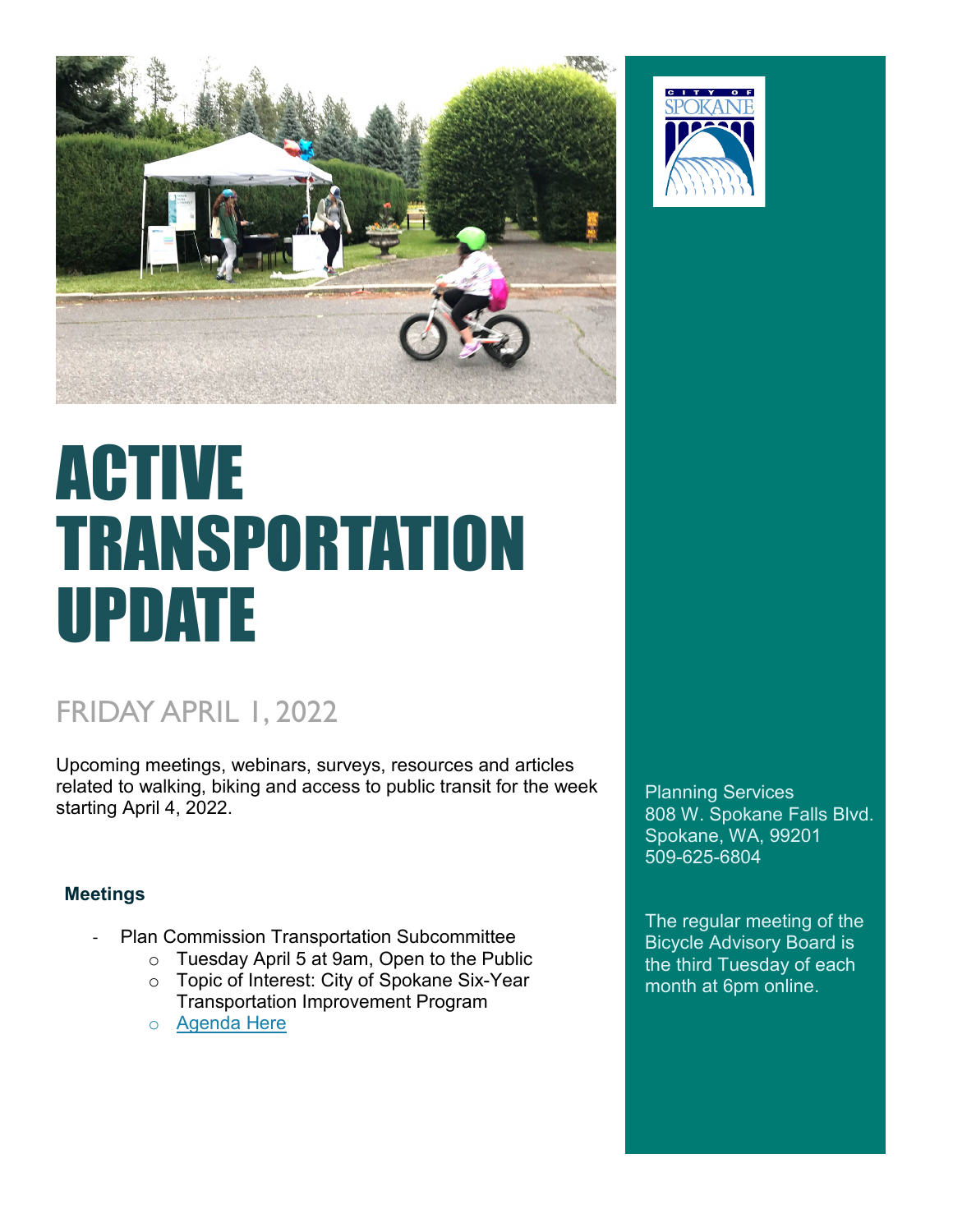# ACTIVE TRANSPORTATION UPDATE

## FRIDAY APRIL 1, 2022

Upcoming meetings, webinars, surveys, resources and articles related to walking, biking and access to public transit for the week starting April 4, 2022.

### Meetings

- Plan Commission Transportation Subcommittee
  - Tuesday April 5 at 9am, Open to the Public
  - Topic of Interest: City of Spokane Six-Year Transportation Improvement Program
  - Agenda Here

Planning Services
808 W. Spokane Falls Blvd.
Spokane, WA, 99201
509-625-6804

The regular meeting of the Bicycle Advisory Board is the third Tuesday of each month at 6pm online.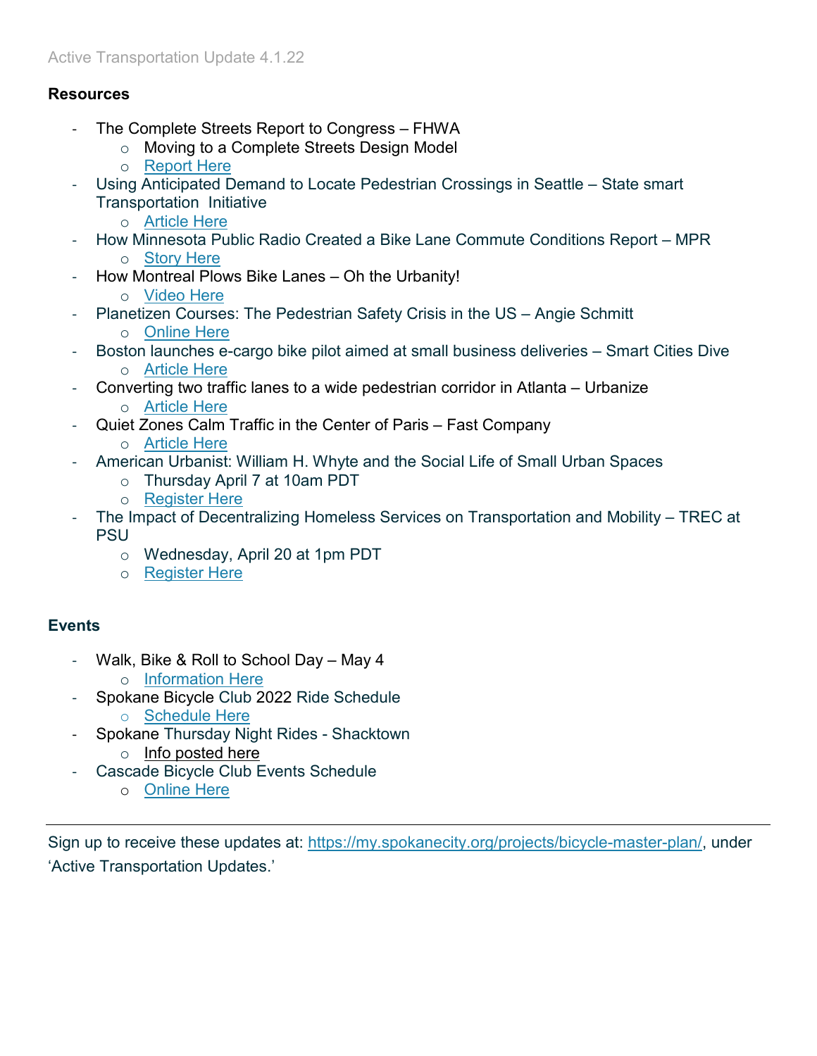Active Transportation Update 4.1.22

**Resources**

- The Complete Streets Report to Congress – FHWA
  - Moving to a Complete Streets Design Model
  - Report Here
- Using Anticipated Demand to Locate Pedestrian Crossings in Seattle – State smart Transportation Initiative
  - Article Here
- How Minnesota Public Radio Created a Bike Lane Commute Conditions Report – MPR
  - Story Here
- How Montreal Plows Bike Lanes – Oh the Urbanity!
  - Video Here
- Planetizen Courses: The Pedestrian Safety Crisis in the US – Angie Schmitt
  - Online Here
- Boston launches e-cargo bike pilot aimed at small business deliveries – Smart Cities Dive
  - Article Here
- Converting two traffic lanes to a wide pedestrian corridor in Atlanta – Urbanize
  - Article Here
- Quiet Zones Calm Traffic in the Center of Paris – Fast Company
  - Article Here
- American Urbanist: William H. Whyte and the Social Life of Small Urban Spaces
  - Thursday April 7 at 10am PDT
  - Register Here
- The Impact of Decentralizing Homeless Services on Transportation and Mobility – TREC at PSU
  - Wednesday, April 20 at 1pm PDT
  - Register Here

**Events**

- Walk, Bike & Roll to School Day – May 4
  - Information Here
- Spokane Bicycle Club 2022 Ride Schedule
  - Schedule Here
- Spokane Thursday Night Rides - Shacktown
  - Info posted here
- Cascade Bicycle Club Events Schedule
  - Online Here

---

Sign up to receive these updates at: https://my.spokanecity.org/projects/bicycle-master-plan/, under 'Active Transportation Updates.'